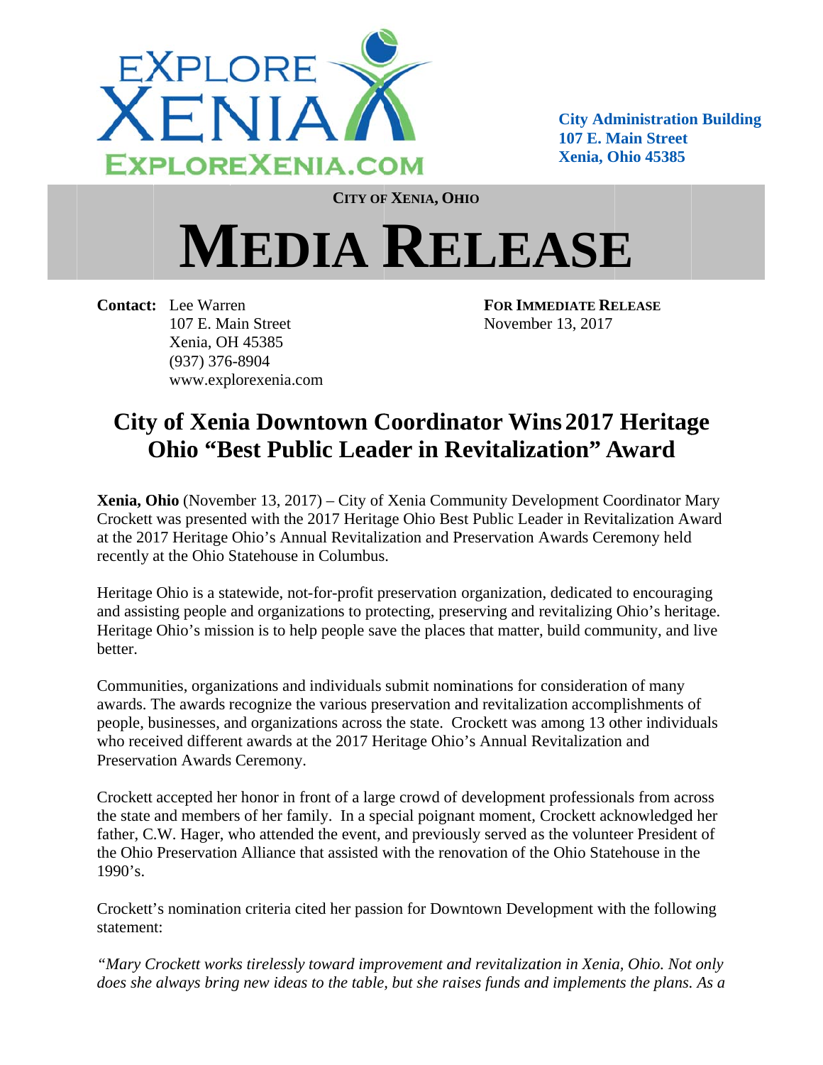EXPLORE XENIA
EXPLOREXENIA.COM

**City Administration Building**
**107 E. Main Street**
**Xenia, Ohio 45385**

**CITY OF XENIA, OHIO**

# MEDIA RELEASE

**Contact:** Lee Warren
107 E. Main Street
Xenia, OH 45385
(937) 376-8904
www.explorexenia.com

**FOR IMMEDIATE RELEASE**
November 13, 2017

## City of Xenia Downtown Coordinator Wins 2017 Heritage Ohio "Best Public Leader in Revitalization" Award

**Xenia, Ohio** (November 13, 2017) – City of Xenia Community Development Coordinator Mary Crockett was presented with the 2017 Heritage Ohio Best Public Leader in Revitalization Award at the 2017 Heritage Ohio's Annual Revitalization and Preservation Awards Ceremony held recently at the Ohio Statehouse in Columbus.

Heritage Ohio is a statewide, not-for-profit preservation organization, dedicated to encouraging and assisting people and organizations to protecting, preserving and revitalizing Ohio's heritage. Heritage Ohio's mission is to help people save the places that matter, build community, and live better.

Communities, organizations and individuals submit nominations for consideration of many awards. The awards recognize the various preservation and revitalization accomplishments of people, businesses, and organizations across the state. Crockett was among 13 other individuals who received different awards at the 2017 Heritage Ohio's Annual Revitalization and Preservation Awards Ceremony.

Crockett accepted her honor in front of a large crowd of development professionals from across the state and members of her family. In a special poignant moment, Crockett acknowledged her father, C.W. Hager, who attended the event, and previously served as the volunteer President of the Ohio Preservation Alliance that assisted with the renovation of the Ohio Statehouse in the 1990's.

Crockett's nomination criteria cited her passion for Downtown Development with the following statement:

*"Mary Crockett works tirelessly toward improvement and revitalization in Xenia, Ohio. Not only does she always bring new ideas to the table, but she raises funds and implements the plans. As a*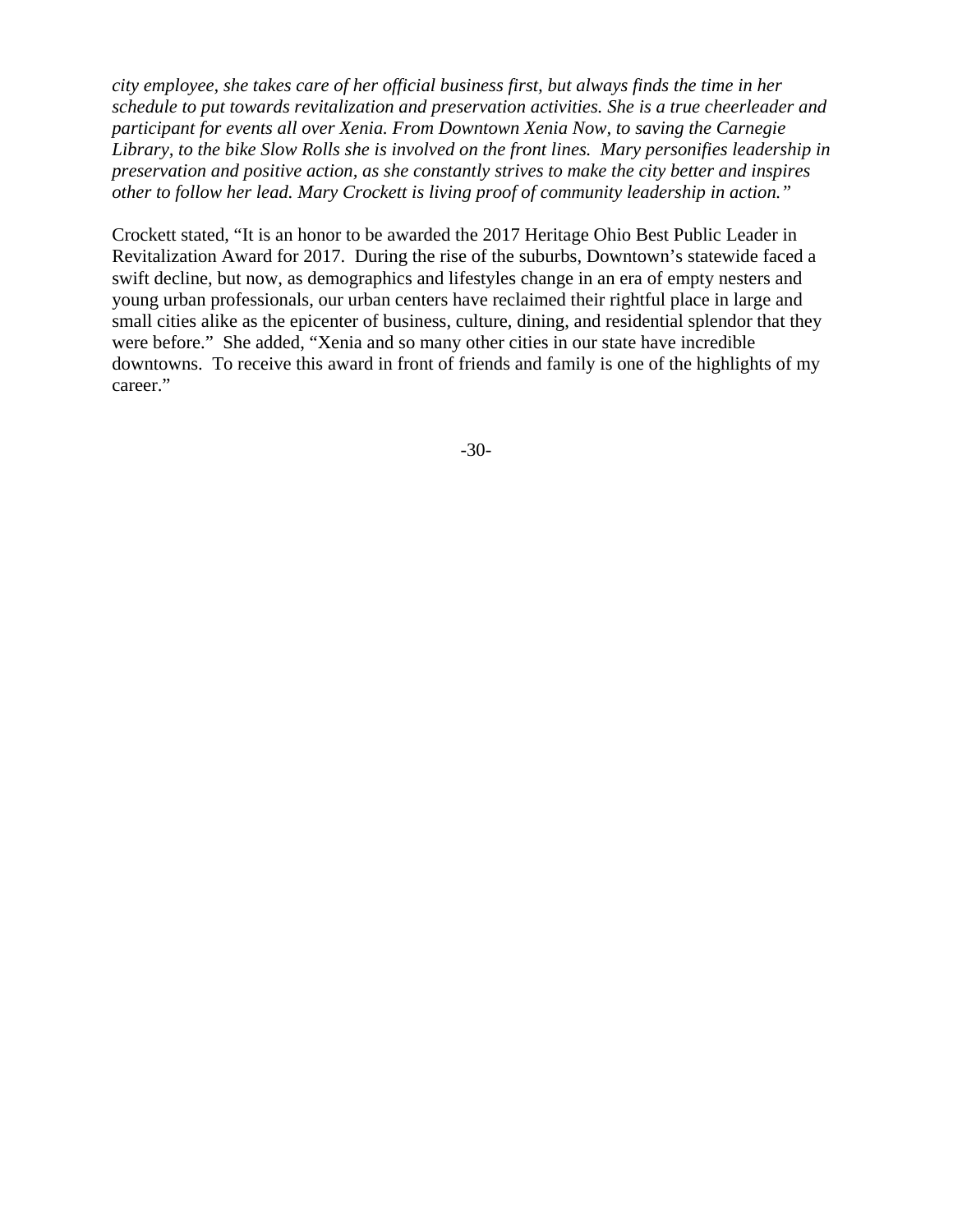*city employee, she takes care of her official business first, but always finds the time in her schedule to put towards revitalization and preservation activities. She is a true cheerleader and participant for events all over Xenia. From Downtown Xenia Now, to saving the Carnegie Library, to the bike Slow Rolls she is involved on the front lines. Mary personifies leadership in preservation and positive action, as she constantly strives to make the city better and inspires other to follow her lead. Mary Crockett is living proof of community leadership in action."*

Crockett stated, "It is an honor to be awarded the 2017 Heritage Ohio Best Public Leader in Revitalization Award for 2017. During the rise of the suburbs, Downtown's statewide faced a swift decline, but now, as demographics and lifestyles change in an era of empty nesters and young urban professionals, our urban centers have reclaimed their rightful place in large and small cities alike as the epicenter of business, culture, dining, and residential splendor that they were before." She added, "Xenia and so many other cities in our state have incredible downtowns. To receive this award in front of friends and family is one of the highlights of my career."

-30-